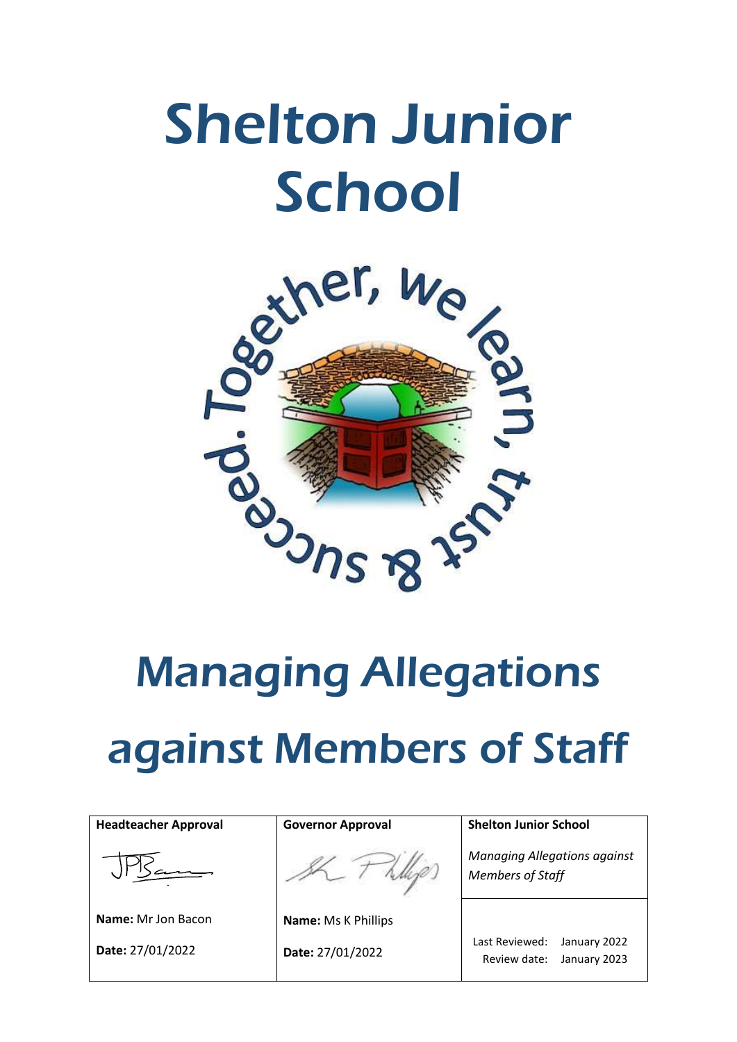# Shelton Junior School

Together, we learn, trust & succeed.

# Managing Allegations against Members of Staff

| Headteacher Approval | Governor Approval | Shelton Junior School |
| --- | --- | --- |
| | | *Managing Allegations against Members of Staff* |
| **Name:** Mr Jon Bacon | **Name:** Ms K Phillips | Last Reviewed: January 2022 |
| **Date:** 27/01/2022 | **Date:** 27/01/2022 | Review date: January 2023 |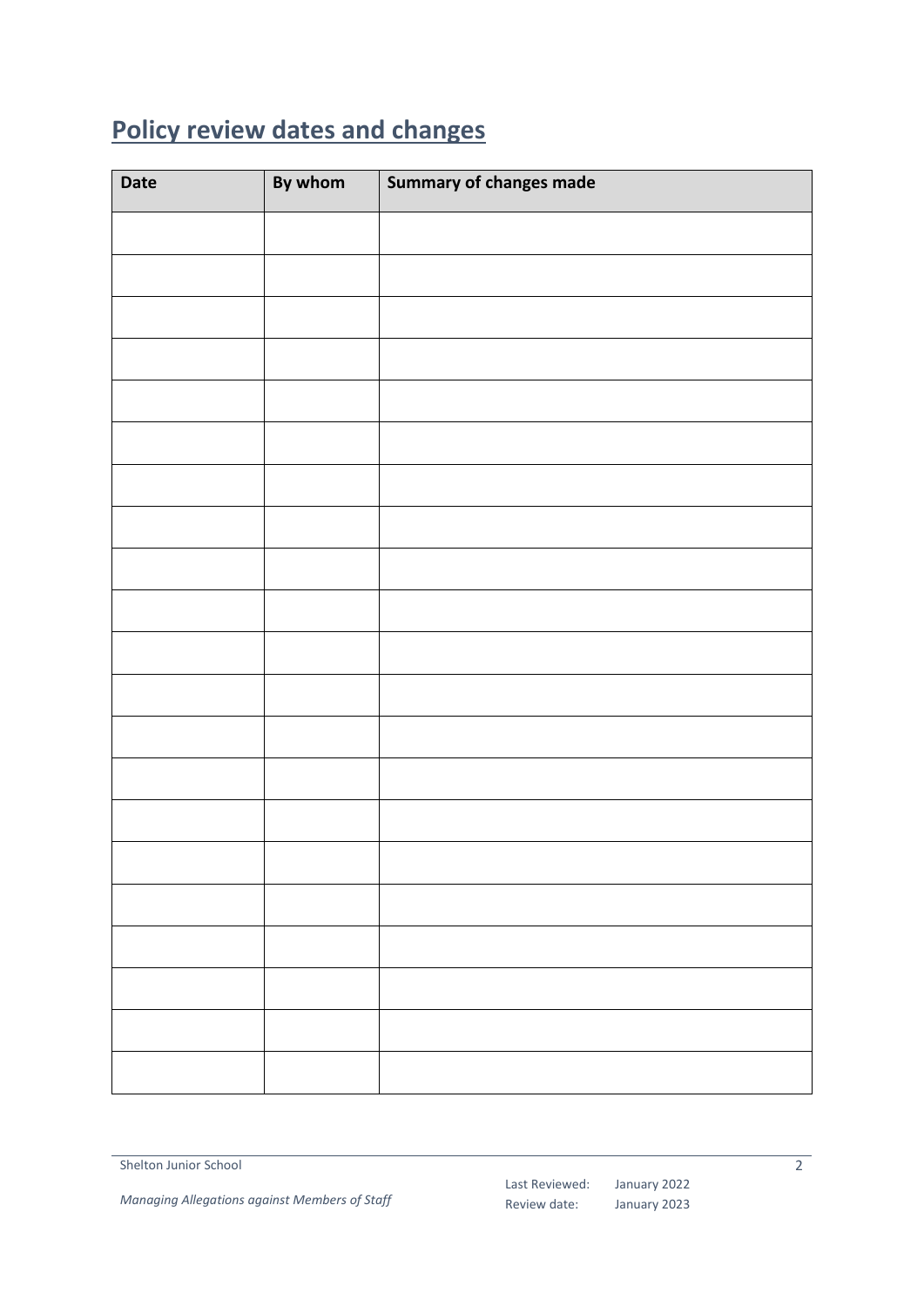## Policy review dates and changes

| Date | By whom | Summary of changes made |
| --- | --- | --- |
| | | |
| | | |
| | | |
| | | |
| | | |
| | | |
| | | |
| | | |
| | | |
| | | |
| | | |
| | | |
| | | |
| | | |
| | | |
| | | |
| | | |
| | | |
| | | |
| | | |
| | | |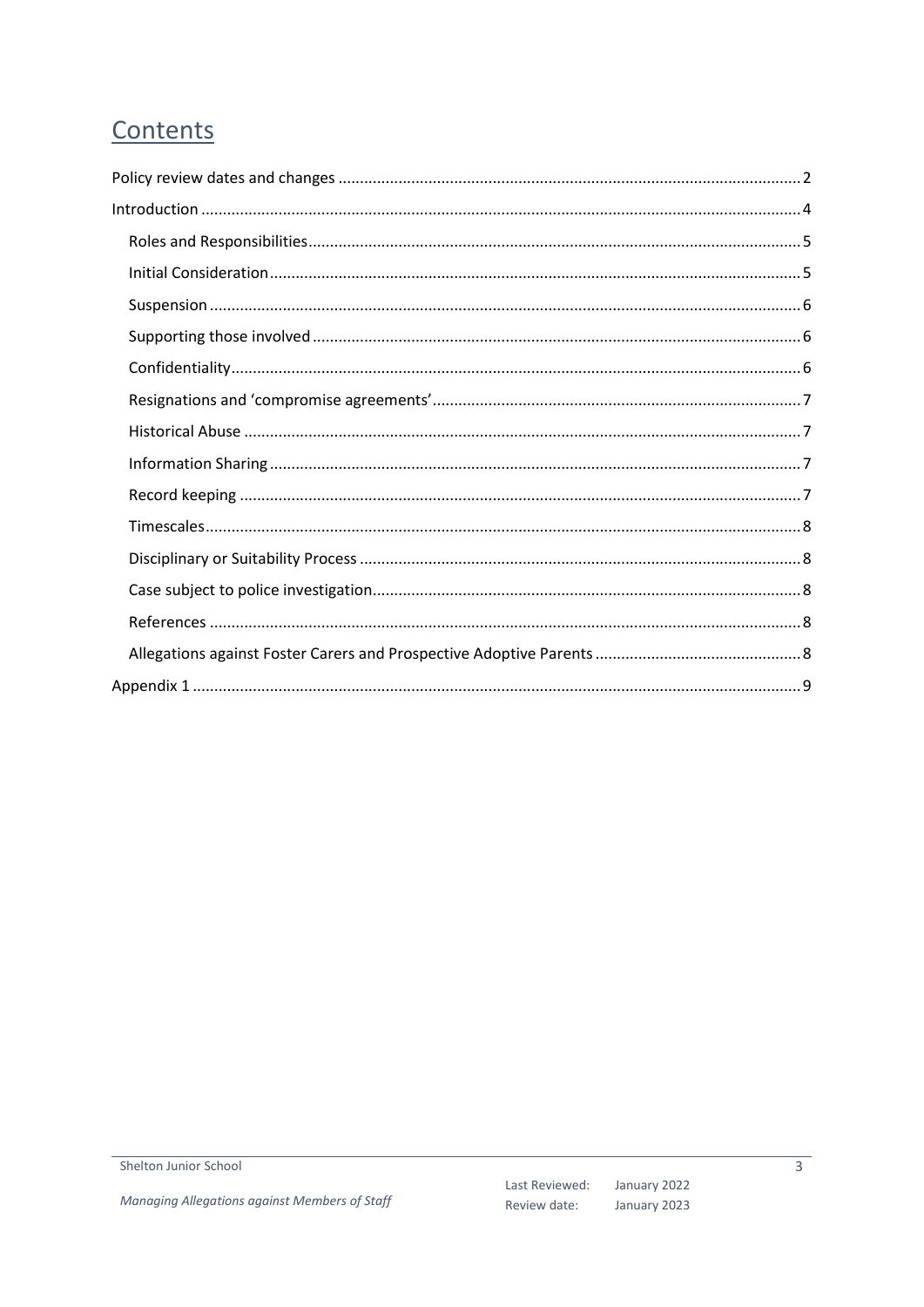# Contents

- Policy review dates and changes ........ 2
- Introduction ........ 4
  - Roles and Responsibilities ........ 5
  - Initial Consideration ........ 5
  - Suspension ........ 6
  - Supporting those involved ........ 6
  - Confidentiality ........ 6
  - Resignations and 'compromise agreements' ........ 7
  - Historical Abuse ........ 7
  - Information Sharing ........ 7
  - Record keeping ........ 7
  - Timescales ........ 8
  - Disciplinary or Suitability Process ........ 8
  - Case subject to police investigation ........ 8
  - References ........ 8
  - Allegations against Foster Carers and Prospective Adoptive Parents ........ 8
- Appendix 1 ........ 9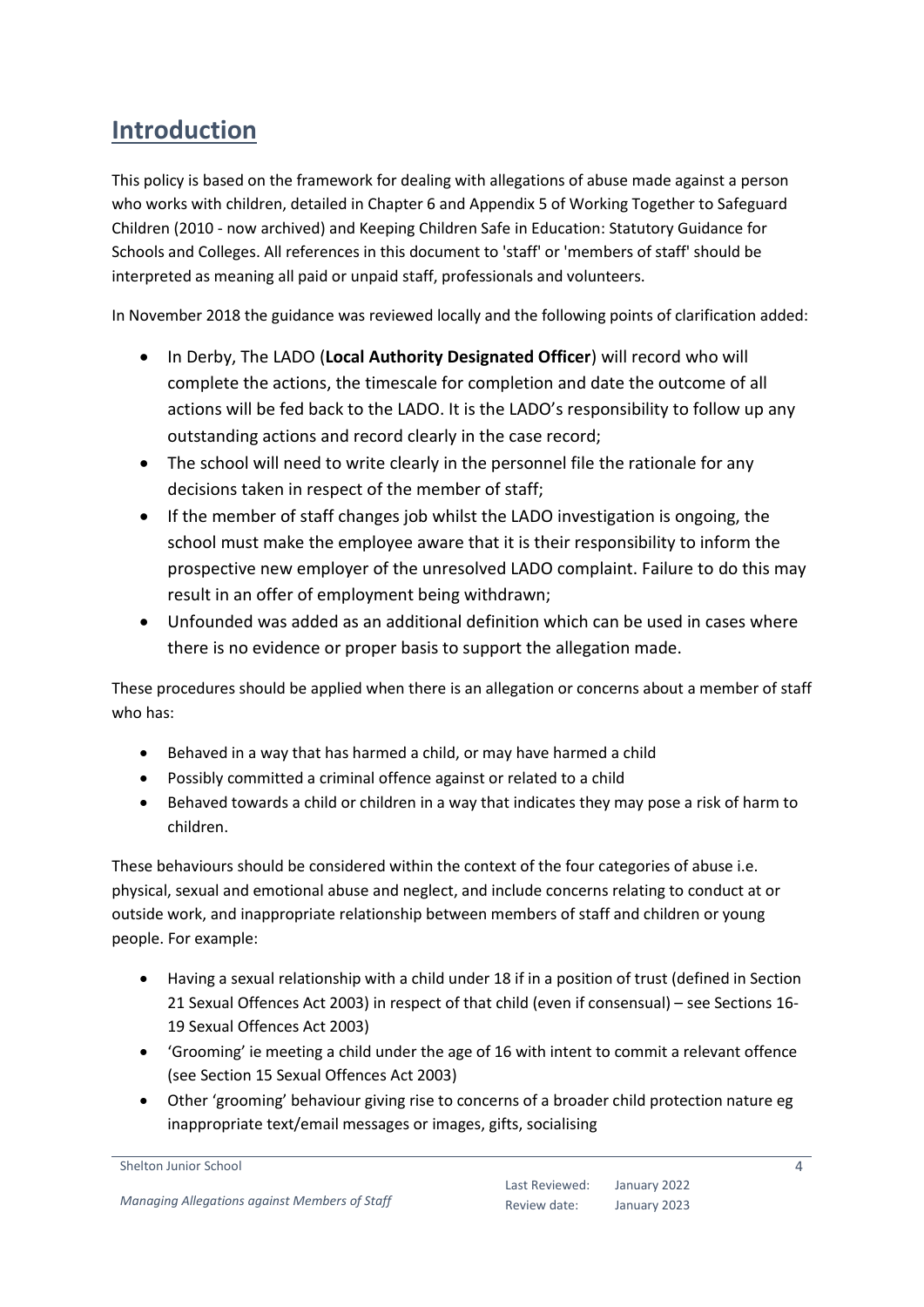## Introduction

This policy is based on the framework for dealing with allegations of abuse made against a person who works with children, detailed in Chapter 6 and Appendix 5 of Working Together to Safeguard Children (2010 - now archived) and Keeping Children Safe in Education: Statutory Guidance for Schools and Colleges. All references in this document to 'staff' or 'members of staff' should be interpreted as meaning all paid or unpaid staff, professionals and volunteers.

In November 2018 the guidance was reviewed locally and the following points of clarification added:

- In Derby, The LADO (**Local Authority Designated Officer**) will record who will complete the actions, the timescale for completion and date the outcome of all actions will be fed back to the LADO. It is the LADO's responsibility to follow up any outstanding actions and record clearly in the case record;
- The school will need to write clearly in the personnel file the rationale for any decisions taken in respect of the member of staff;
- If the member of staff changes job whilst the LADO investigation is ongoing, the school must make the employee aware that it is their responsibility to inform the prospective new employer of the unresolved LADO complaint. Failure to do this may result in an offer of employment being withdrawn;
- Unfounded was added as an additional definition which can be used in cases where there is no evidence or proper basis to support the allegation made.

These procedures should be applied when there is an allegation or concerns about a member of staff who has:

- Behaved in a way that has harmed a child, or may have harmed a child
- Possibly committed a criminal offence against or related to a child
- Behaved towards a child or children in a way that indicates they may pose a risk of harm to children.

These behaviours should be considered within the context of the four categories of abuse i.e. physical, sexual and emotional abuse and neglect, and include concerns relating to conduct at or outside work, and inappropriate relationship between members of staff and children or young people. For example:

- Having a sexual relationship with a child under 18 if in a position of trust (defined in Section 21 Sexual Offences Act 2003) in respect of that child (even if consensual) – see Sections 16-19 Sexual Offences Act 2003)
- 'Grooming' ie meeting a child under the age of 16 with intent to commit a relevant offence (see Section 15 Sexual Offences Act 2003)
- Other 'grooming' behaviour giving rise to concerns of a broader child protection nature eg inappropriate text/email messages or images, gifts, socialising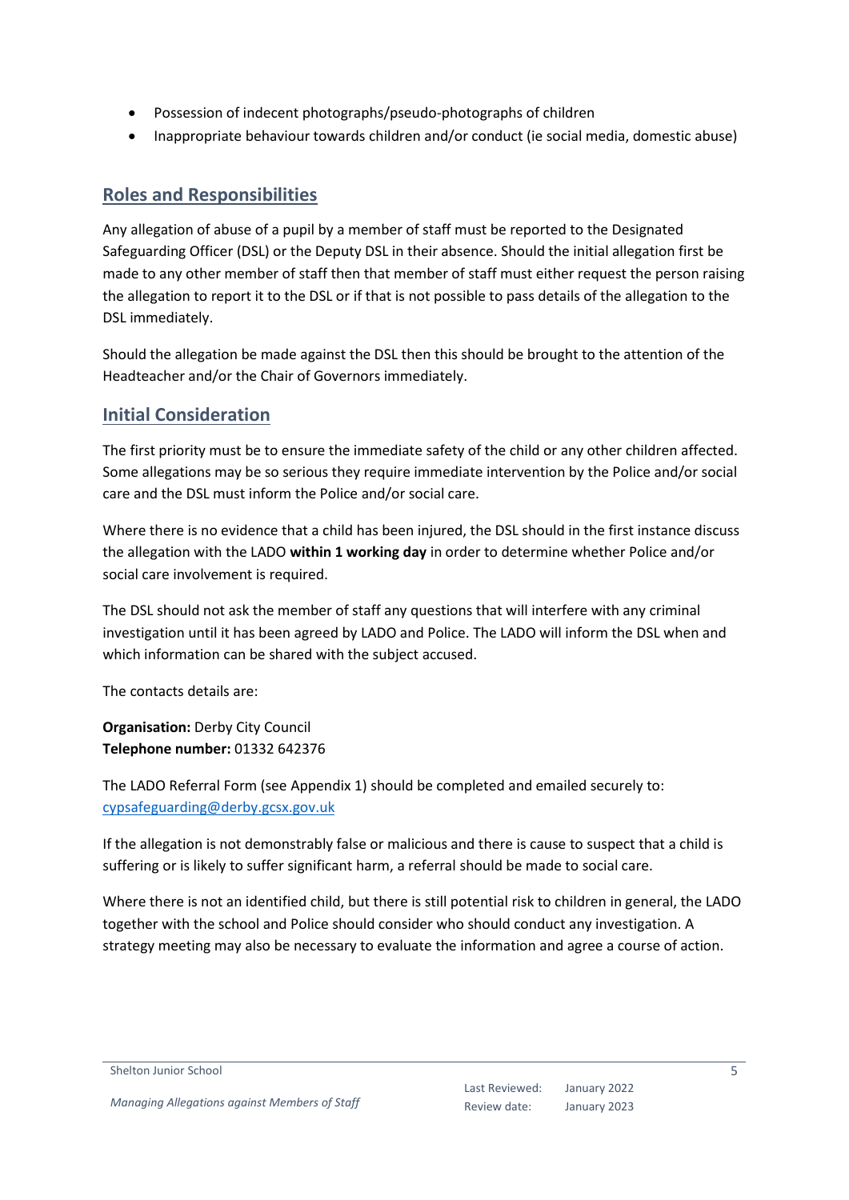- Possession of indecent photographs/pseudo-photographs of children
- Inappropriate behaviour towards children and/or conduct (ie social media, domestic abuse)

## Roles and Responsibilities

Any allegation of abuse of a pupil by a member of staff must be reported to the Designated Safeguarding Officer (DSL) or the Deputy DSL in their absence. Should the initial allegation first be made to any other member of staff then that member of staff must either request the person raising the allegation to report it to the DSL or if that is not possible to pass details of the allegation to the DSL immediately.

Should the allegation be made against the DSL then this should be brought to the attention of the Headteacher and/or the Chair of Governors immediately.

## Initial Consideration

The first priority must be to ensure the immediate safety of the child or any other children affected. Some allegations may be so serious they require immediate intervention by the Police and/or social care and the DSL must inform the Police and/or social care.

Where there is no evidence that a child has been injured, the DSL should in the first instance discuss the allegation with the LADO **within 1 working day** in order to determine whether Police and/or social care involvement is required.

The DSL should not ask the member of staff any questions that will interfere with any criminal investigation until it has been agreed by LADO and Police. The LADO will inform the DSL when and which information can be shared with the subject accused.

The contacts details are:

**Organisation:** Derby City Council
**Telephone number:** 01332 642376

The LADO Referral Form (see Appendix 1) should be completed and emailed securely to: cypsafeguarding@derby.gcsx.gov.uk

If the allegation is not demonstrably false or malicious and there is cause to suspect that a child is suffering or is likely to suffer significant harm, a referral should be made to social care.

Where there is not an identified child, but there is still potential risk to children in general, the LADO together with the school and Police should consider who should conduct any investigation. A strategy meeting may also be necessary to evaluate the information and agree a course of action.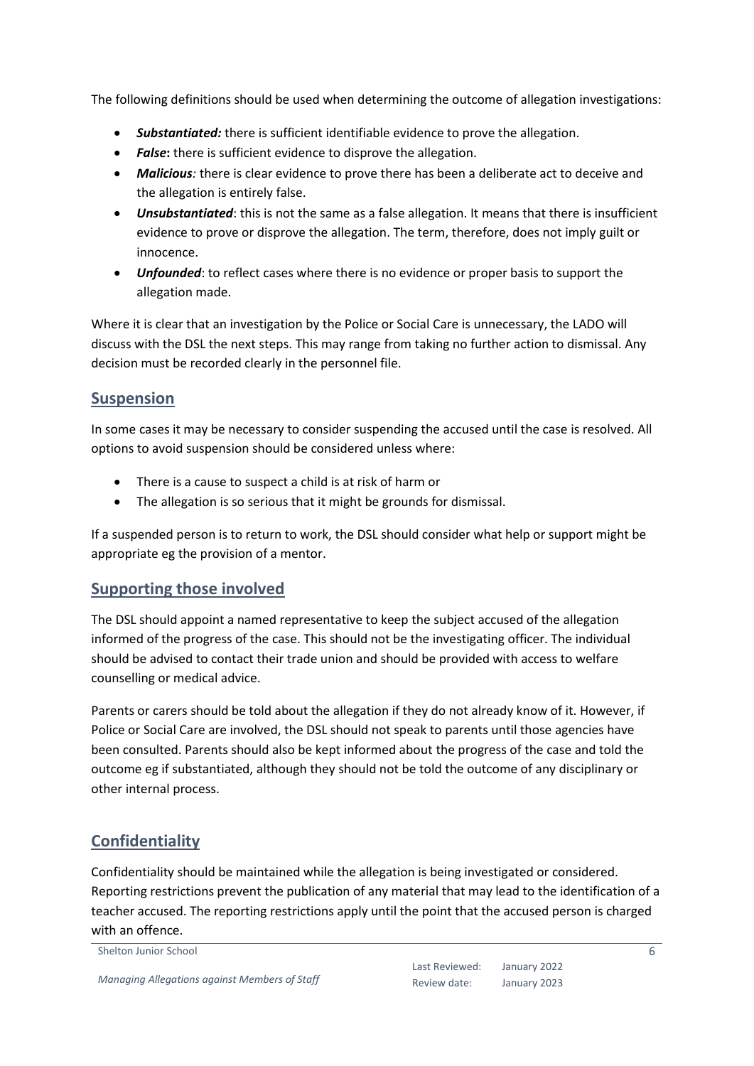The following definitions should be used when determining the outcome of allegation investigations:

- ***Substantiated:*** there is sufficient identifiable evidence to prove the allegation.
- ***False*****:** there is sufficient evidence to disprove the allegation.
- ***Malicious****:* there is clear evidence to prove there has been a deliberate act to deceive and the allegation is entirely false.
- ***Unsubstantiated***: this is not the same as a false allegation. It means that there is insufficient evidence to prove or disprove the allegation. The term, therefore, does not imply guilt or innocence.
- ***Unfounded***: to reflect cases where there is no evidence or proper basis to support the allegation made.

Where it is clear that an investigation by the Police or Social Care is unnecessary, the LADO will discuss with the DSL the next steps. This may range from taking no further action to dismissal. Any decision must be recorded clearly in the personnel file.

## Suspension

In some cases it may be necessary to consider suspending the accused until the case is resolved. All options to avoid suspension should be considered unless where:

- There is a cause to suspect a child is at risk of harm or
- The allegation is so serious that it might be grounds for dismissal.

If a suspended person is to return to work, the DSL should consider what help or support might be appropriate eg the provision of a mentor.

## Supporting those involved

The DSL should appoint a named representative to keep the subject accused of the allegation informed of the progress of the case. This should not be the investigating officer. The individual should be advised to contact their trade union and should be provided with access to welfare counselling or medical advice.

Parents or carers should be told about the allegation if they do not already know of it. However, if Police or Social Care are involved, the DSL should not speak to parents until those agencies have been consulted. Parents should also be kept informed about the progress of the case and told the outcome eg if substantiated, although they should not be told the outcome of any disciplinary or other internal process.

## Confidentiality

Confidentiality should be maintained while the allegation is being investigated or considered. Reporting restrictions prevent the publication of any material that may lead to the identification of a teacher accused. The reporting restrictions apply until the point that the accused person is charged with an offence.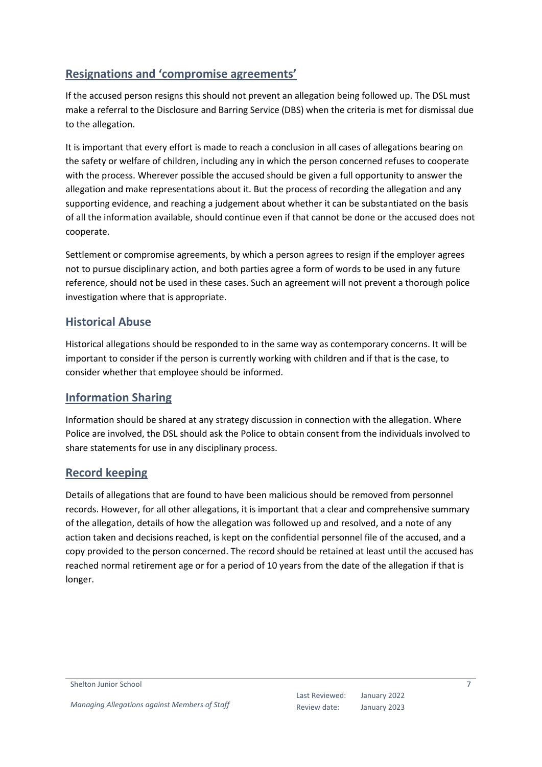## Resignations and 'compromise agreements'

If the accused person resigns this should not prevent an allegation being followed up. The DSL must make a referral to the Disclosure and Barring Service (DBS) when the criteria is met for dismissal due to the allegation.

It is important that every effort is made to reach a conclusion in all cases of allegations bearing on the safety or welfare of children, including any in which the person concerned refuses to cooperate with the process. Wherever possible the accused should be given a full opportunity to answer the allegation and make representations about it. But the process of recording the allegation and any supporting evidence, and reaching a judgement about whether it can be substantiated on the basis of all the information available, should continue even if that cannot be done or the accused does not cooperate.

Settlement or compromise agreements, by which a person agrees to resign if the employer agrees not to pursue disciplinary action, and both parties agree a form of words to be used in any future reference, should not be used in these cases. Such an agreement will not prevent a thorough police investigation where that is appropriate.

## Historical Abuse

Historical allegations should be responded to in the same way as contemporary concerns. It will be important to consider if the person is currently working with children and if that is the case, to consider whether that employee should be informed.

## Information Sharing

Information should be shared at any strategy discussion in connection with the allegation. Where Police are involved, the DSL should ask the Police to obtain consent from the individuals involved to share statements for use in any disciplinary process.

## Record keeping

Details of allegations that are found to have been malicious should be removed from personnel records. However, for all other allegations, it is important that a clear and comprehensive summary of the allegation, details of how the allegation was followed up and resolved, and a note of any action taken and decisions reached, is kept on the confidential personnel file of the accused, and a copy provided to the person concerned. The record should be retained at least until the accused has reached normal retirement age or for a period of 10 years from the date of the allegation if that is longer.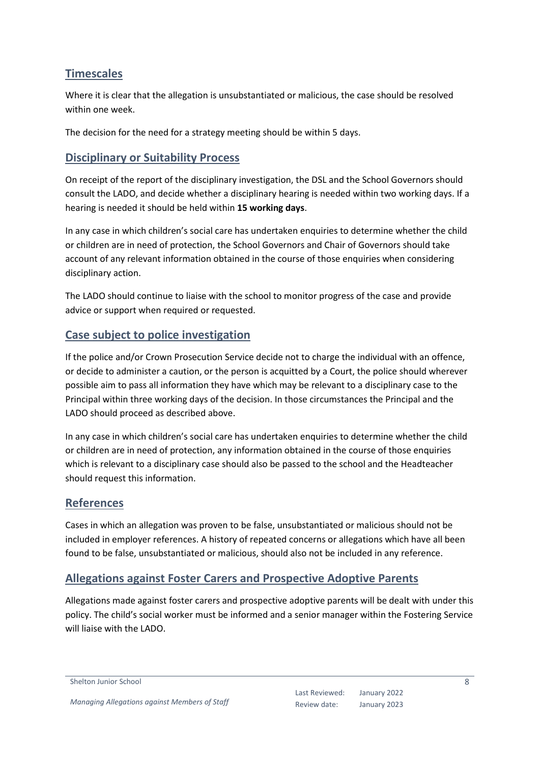## Timescales

Where it is clear that the allegation is unsubstantiated or malicious, the case should be resolved within one week.

The decision for the need for a strategy meeting should be within 5 days.

## Disciplinary or Suitability Process

On receipt of the report of the disciplinary investigation, the DSL and the School Governors should consult the LADO, and decide whether a disciplinary hearing is needed within two working days. If a hearing is needed it should be held within **15 working days**.

In any case in which children's social care has undertaken enquiries to determine whether the child or children are in need of protection, the School Governors and Chair of Governors should take account of any relevant information obtained in the course of those enquiries when considering disciplinary action.

The LADO should continue to liaise with the school to monitor progress of the case and provide advice or support when required or requested.

## Case subject to police investigation

If the police and/or Crown Prosecution Service decide not to charge the individual with an offence, or decide to administer a caution, or the person is acquitted by a Court, the police should wherever possible aim to pass all information they have which may be relevant to a disciplinary case to the Principal within three working days of the decision. In those circumstances the Principal and the LADO should proceed as described above.

In any case in which children's social care has undertaken enquiries to determine whether the child or children are in need of protection, any information obtained in the course of those enquiries which is relevant to a disciplinary case should also be passed to the school and the Headteacher should request this information.

## References

Cases in which an allegation was proven to be false, unsubstantiated or malicious should not be included in employer references. A history of repeated concerns or allegations which have all been found to be false, unsubstantiated or malicious, should also not be included in any reference.

## Allegations against Foster Carers and Prospective Adoptive Parents

Allegations made against foster carers and prospective adoptive parents will be dealt with under this policy. The child's social worker must be informed and a senior manager within the Fostering Service will liaise with the LADO.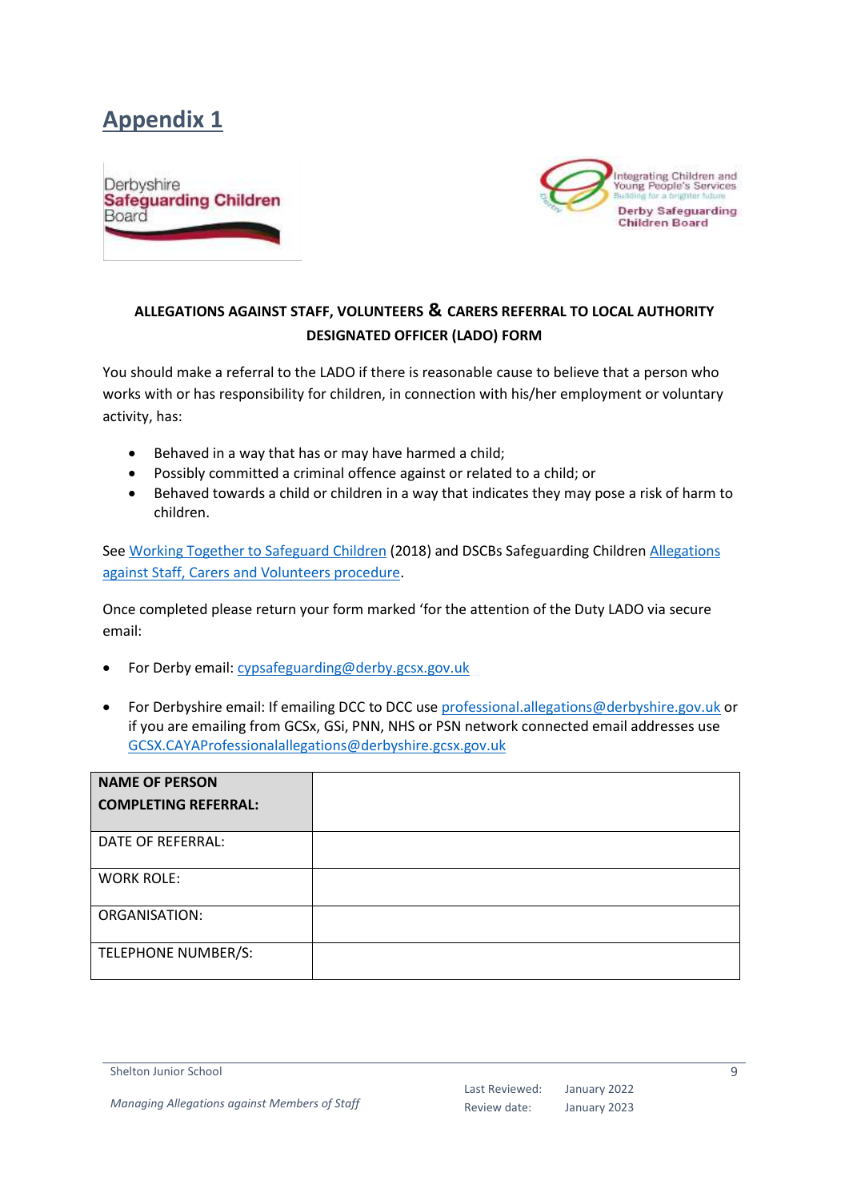# Appendix 1

**ALLEGATIONS AGAINST STAFF, VOLUNTEERS & CARERS REFERRAL TO LOCAL AUTHORITY DESIGNATED OFFICER (LADO) FORM**

You should make a referral to the LADO if there is reasonable cause to believe that a person who works with or has responsibility for children, in connection with his/her employment or voluntary activity, has:

- Behaved in a way that has or may have harmed a child;
- Possibly committed a criminal offence against or related to a child; or
- Behaved towards a child or children in a way that indicates they may pose a risk of harm to children.

See Working Together to Safeguard Children (2018) and DSCBs Safeguarding Children Allegations against Staff, Carers and Volunteers procedure.

Once completed please return your form marked 'for the attention of the Duty LADO via secure email:

- For Derby email: cypsafeguarding@derby.gcsx.gov.uk
- For Derbyshire email: If emailing DCC to DCC use professional.allegations@derbyshire.gov.uk or if you are emailing from GCSx, GSi, PNN, NHS or PSN network connected email addresses use GCSX.CAYAProfessionalallegations@derbyshire.gcsx.gov.uk

| **NAME OF PERSON COMPLETING REFERRAL:** | |
|---|---|
| DATE OF REFERRAL: | |
| WORK ROLE: | |
| ORGANISATION: | |
| TELEPHONE NUMBER/S: | |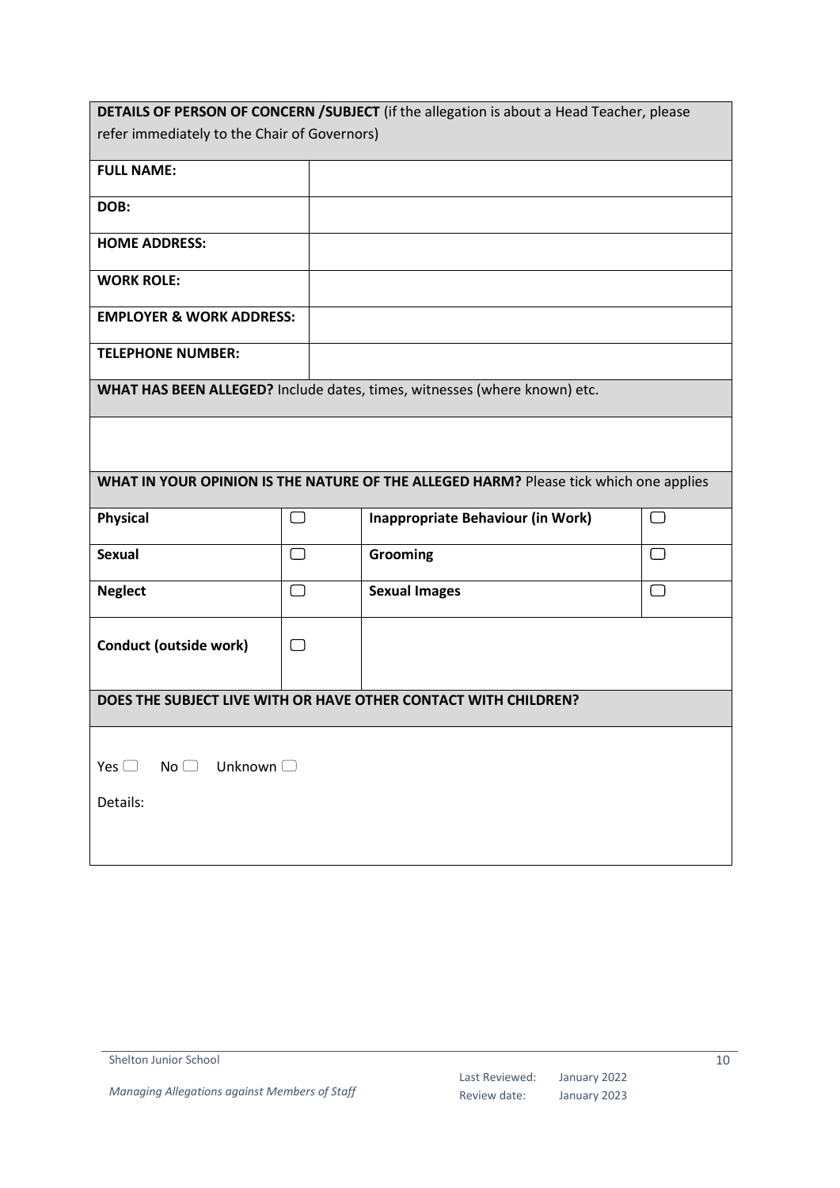**DETAILS OF PERSON OF CONCERN /SUBJECT** (if the allegation is about a Head Teacher, please refer immediately to the Chair of Governors)

| | |
|---|---|
| **FULL NAME:** | |
| **DOB:** | |
| **HOME ADDRESS:** | |
| **WORK ROLE:** | |
| **EMPLOYER & WORK ADDRESS:** | |
| **TELEPHONE NUMBER:** | |

**WHAT HAS BEEN ALLEGED?** Include dates, times, witnesses (where known) etc.

**WHAT IN YOUR OPINION IS THE NATURE OF THE ALLEGED HARM?** Please tick which one applies

| | | | |
|---|---|---|---|
| **Physical** | ☐ | **Inappropriate Behaviour (in Work)** | ☐ |
| **Sexual** | ☐ | **Grooming** | ☐ |
| **Neglect** | ☐ | **Sexual Images** | ☐ |
| **Conduct (outside work)** | ☐ | | |

**DOES THE SUBJECT LIVE WITH OR HAVE OTHER CONTACT WITH CHILDREN?**

Yes ☐ No ☐ Unknown ☐

Details: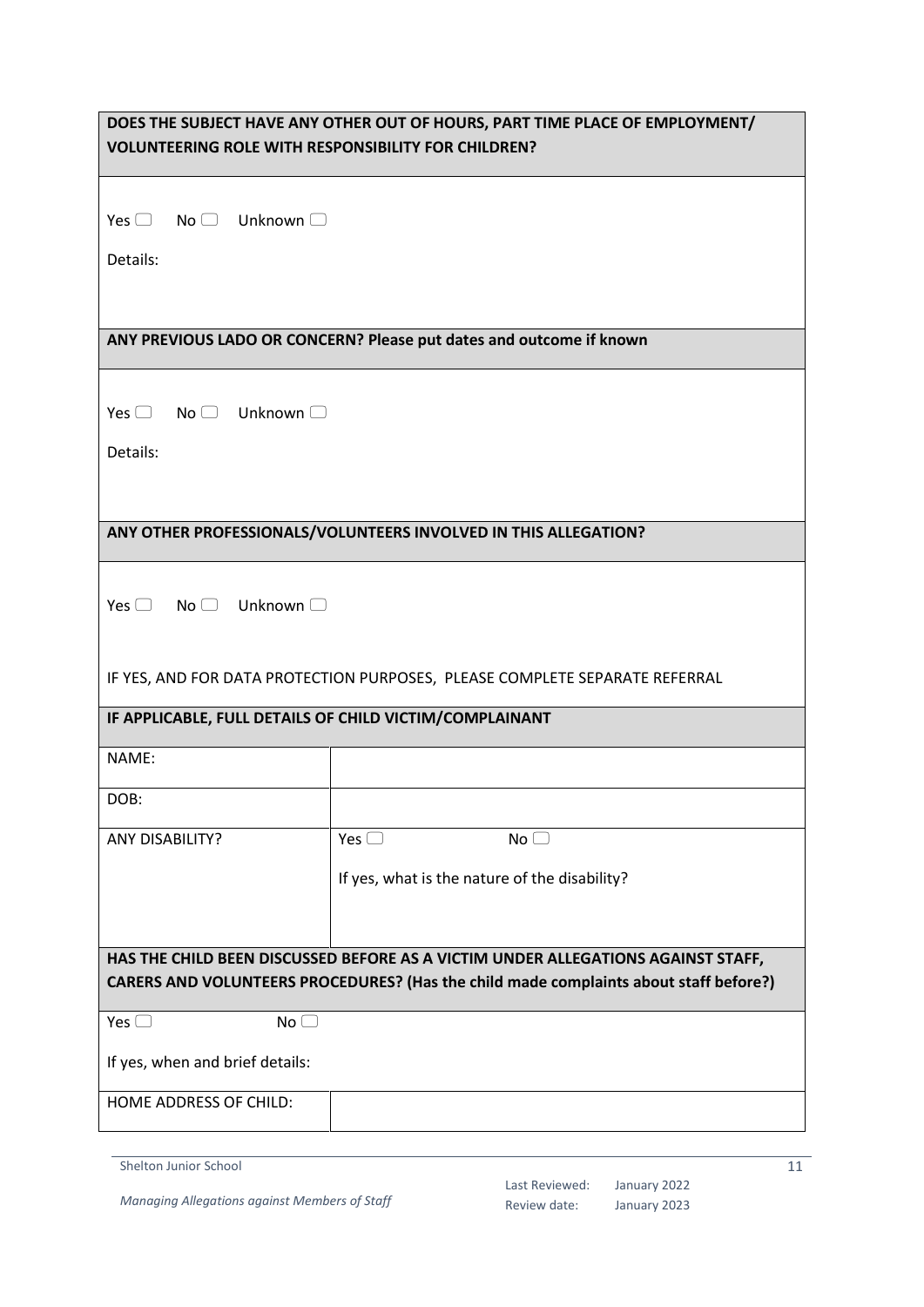| **DOES THE SUBJECT HAVE ANY OTHER OUT OF HOURS, PART TIME PLACE OF EMPLOYMENT/ VOLUNTEERING ROLE WITH RESPONSIBILITY FOR CHILDREN?** | |
|---|---|
| Yes ☐ No ☐ Unknown ☐<br><br>Details: | |
| **ANY PREVIOUS LADO OR CONCERN? Please put dates and outcome if known** | |
| Yes ☐ No ☐ Unknown ☐<br><br>Details: | |
| **ANY OTHER PROFESSIONALS/VOLUNTEERS INVOLVED IN THIS ALLEGATION?** | |
| Yes ☐ No ☐ Unknown ☐<br><br>IF YES, AND FOR DATA PROTECTION PURPOSES, PLEASE COMPLETE SEPARATE REFERRAL | |
| **IF APPLICABLE, FULL DETAILS OF CHILD VICTIM/COMPLAINANT** | |
| NAME: | |
| DOB: | |
| ANY DISABILITY? | Yes ☐ No ☐<br><br>If yes, what is the nature of the disability? |
| **HAS THE CHILD BEEN DISCUSSED BEFORE AS A VICTIM UNDER ALLEGATIONS AGAINST STAFF, CARERS AND VOLUNTEERS PROCEDURES? (Has the child made complaints about staff before?)** | |
| Yes ☐ No ☐<br><br>If yes, when and brief details: | |
| HOME ADDRESS OF CHILD: | |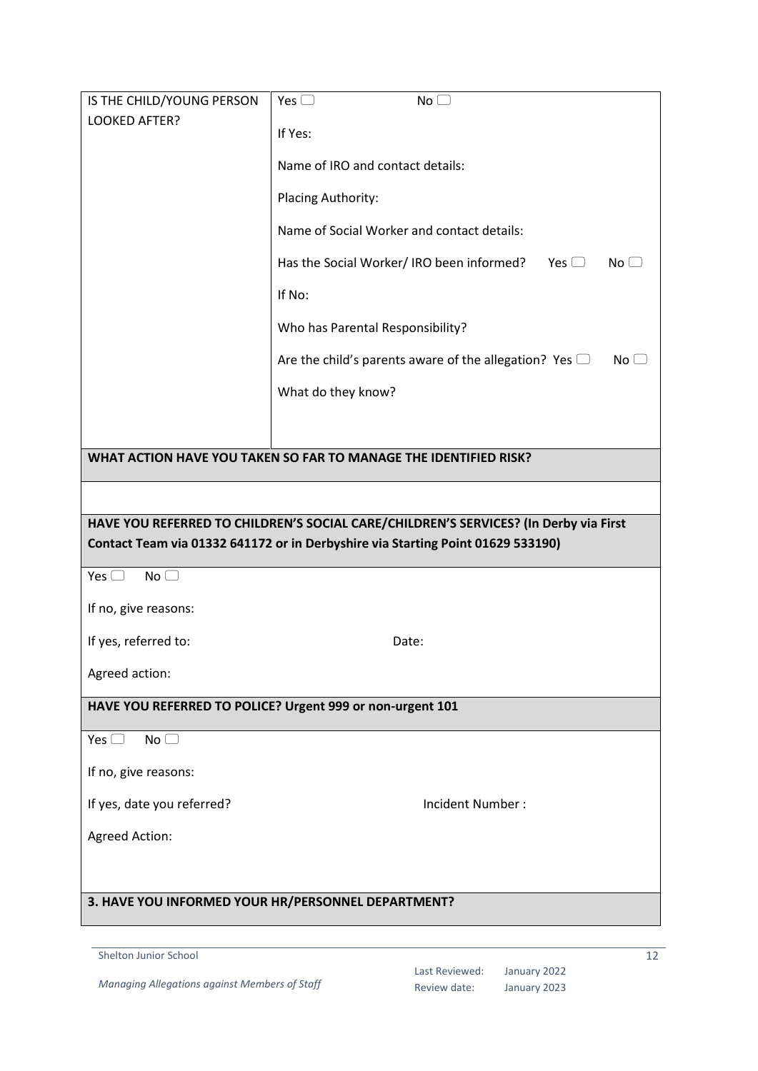| IS THE CHILD/YOUNG PERSON LOOKED AFTER? | Yes ☐ No ☐<br><br>If Yes:<br><br>Name of IRO and contact details:<br><br>Placing Authority:<br><br>Name of Social Worker and contact details:<br><br>Has the Social Worker/ IRO been informed? Yes ☐ No ☐<br><br>If No:<br><br>Who has Parental Responsibility?<br><br>Are the child's parents aware of the allegation? Yes ☐ No ☐<br><br>What do they know? |
|---|---|

**WHAT ACTION HAVE YOU TAKEN SO FAR TO MANAGE THE IDENTIFIED RISK?**

**HAVE YOU REFERRED TO CHILDREN'S SOCIAL CARE/CHILDREN'S SERVICES? (In Derby via First Contact Team via 01332 641172 or in Derbyshire via Starting Point 01629 533190)**

Yes ☐ No ☐

If no, give reasons:

If yes, referred to: Date:

Agreed action:

**HAVE YOU REFERRED TO POLICE? Urgent 999 or non-urgent 101**

Yes ☐ No ☐

If no, give reasons:

If yes, date you referred? Incident Number :

Agreed Action:

**3. HAVE YOU INFORMED YOUR HR/PERSONNEL DEPARTMENT?**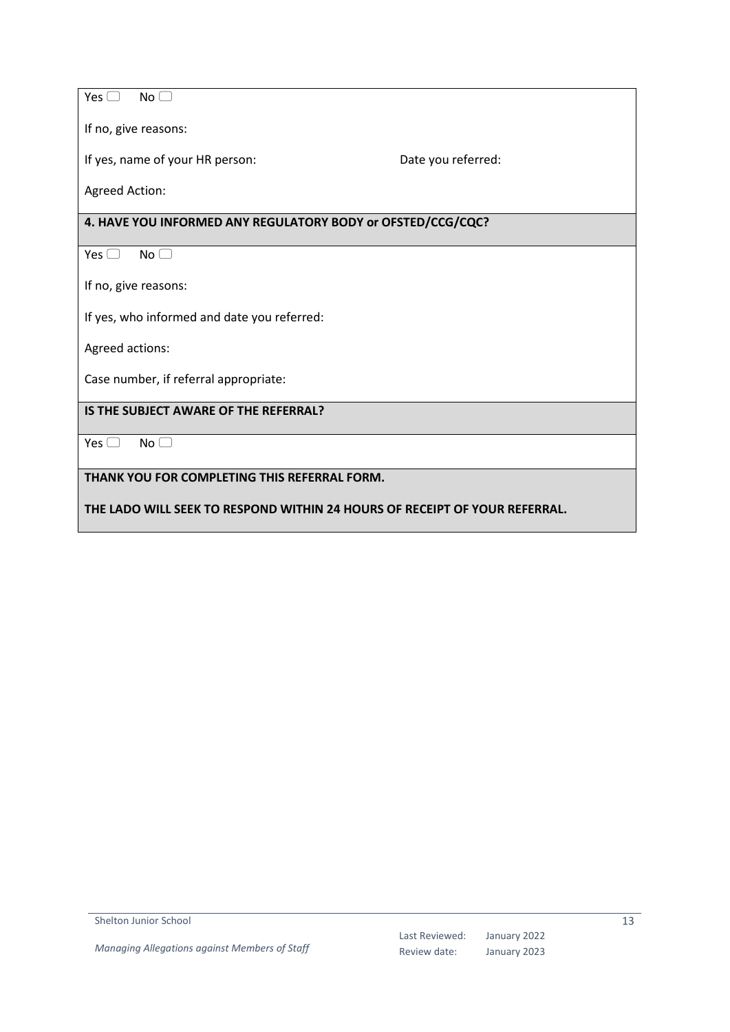| |
|---|
| Yes ☐ No ☐<br><br>If no, give reasons:<br><br>If yes, name of your HR person: Date you referred:<br><br>Agreed Action: |
| **4. HAVE YOU INFORMED ANY REGULATORY BODY or OFSTED/CCG/CQC?** |
| Yes ☐ No ☐<br><br>If no, give reasons:<br><br>If yes, who informed and date you referred:<br><br>Agreed actions:<br><br>Case number, if referral appropriate: |
| **IS THE SUBJECT AWARE OF THE REFERRAL?** |
| Yes ☐ No ☐ |
| **THANK YOU FOR COMPLETING THIS REFERRAL FORM.**<br><br>**THE LADO WILL SEEK TO RESPOND WITHIN 24 HOURS OF RECEIPT OF YOUR REFERRAL.** |